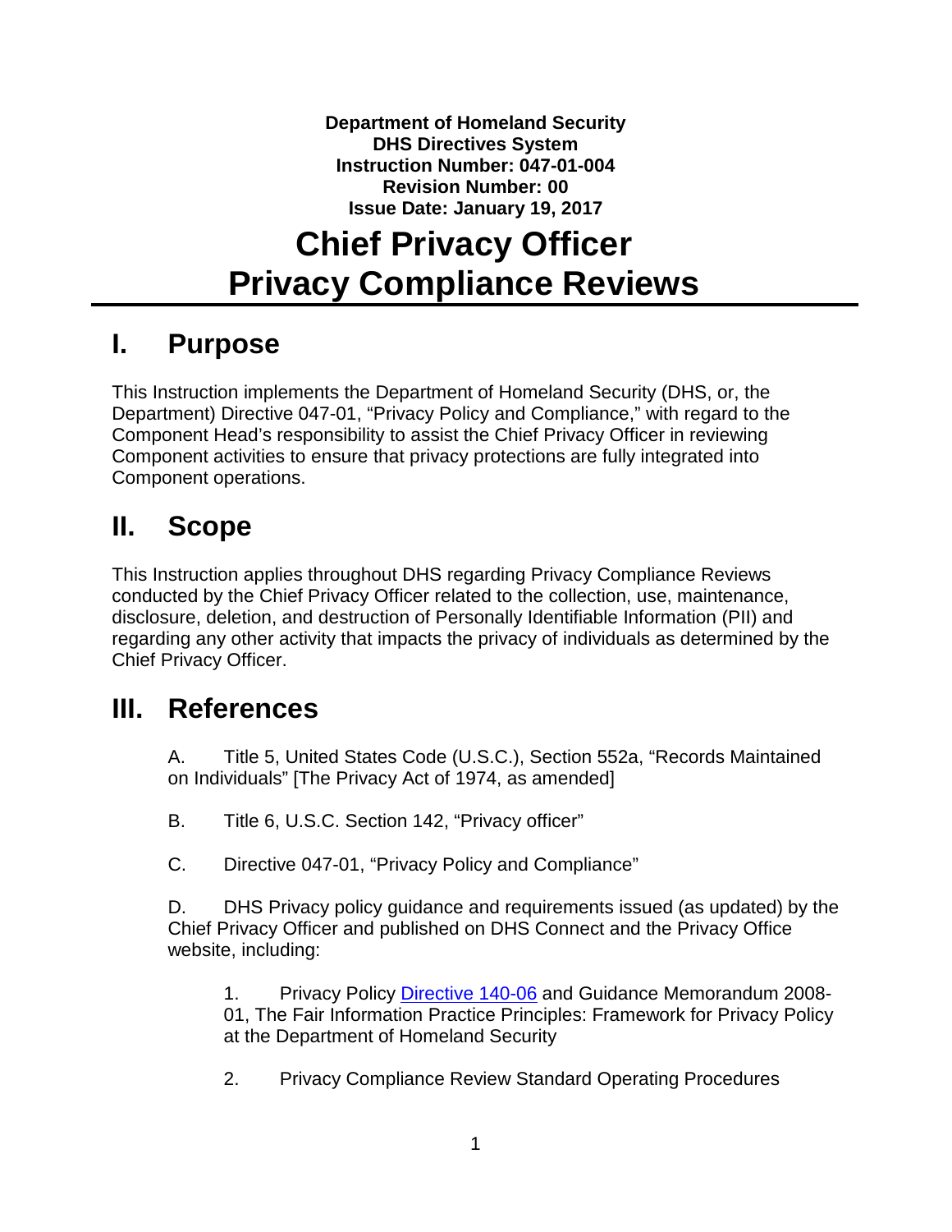**Department of Homeland Security**
**DHS Directives System**
**Instruction Number: 047-01-004**
**Revision Number: 00**
**Issue Date: January 19, 2017**

# Chief Privacy Officer Privacy Compliance Reviews

## I. Purpose

This Instruction implements the Department of Homeland Security (DHS, or, the Department) Directive 047-01, "Privacy Policy and Compliance," with regard to the Component Head's responsibility to assist the Chief Privacy Officer in reviewing Component activities to ensure that privacy protections are fully integrated into Component operations.

## II. Scope

This Instruction applies throughout DHS regarding Privacy Compliance Reviews conducted by the Chief Privacy Officer related to the collection, use, maintenance, disclosure, deletion, and destruction of Personally Identifiable Information (PII) and regarding any other activity that impacts the privacy of individuals as determined by the Chief Privacy Officer.

## III. References

A. Title 5, United States Code (U.S.C.), Section 552a, "Records Maintained on Individuals" [The Privacy Act of 1974, as amended]

B. Title 6, U.S.C. Section 142, "Privacy officer"

C. Directive 047-01, "Privacy Policy and Compliance"

D. DHS Privacy policy guidance and requirements issued (as updated) by the Chief Privacy Officer and published on DHS Connect and the Privacy Office website, including:

1. Privacy Policy Directive 140-06 and Guidance Memorandum 2008-01, The Fair Information Practice Principles: Framework for Privacy Policy at the Department of Homeland Security

2. Privacy Compliance Review Standard Operating Procedures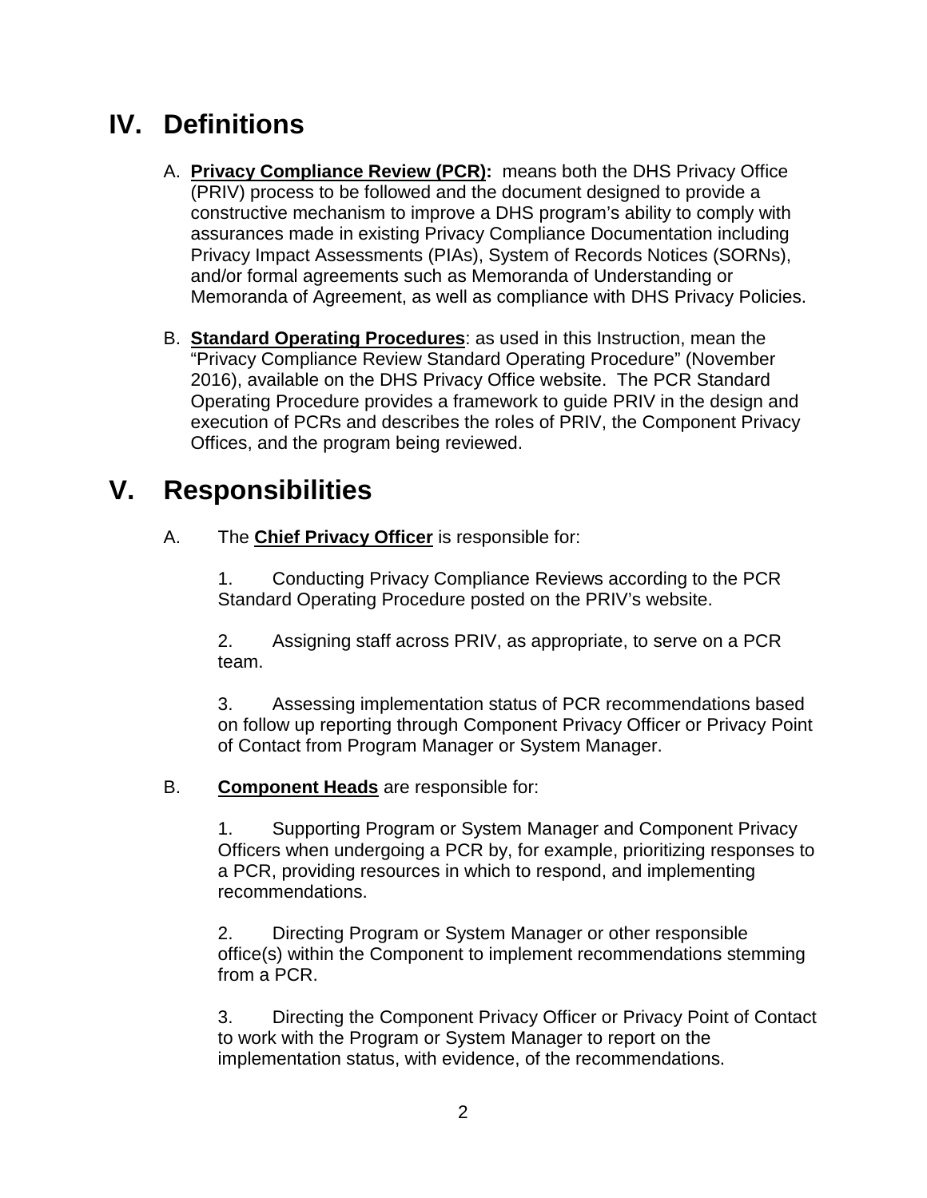# IV. Definitions

A. **Privacy Compliance Review (PCR):** means both the DHS Privacy Office (PRIV) process to be followed and the document designed to provide a constructive mechanism to improve a DHS program's ability to comply with assurances made in existing Privacy Compliance Documentation including Privacy Impact Assessments (PIAs), System of Records Notices (SORNs), and/or formal agreements such as Memoranda of Understanding or Memoranda of Agreement, as well as compliance with DHS Privacy Policies.

B. **Standard Operating Procedures**: as used in this Instruction, mean the "Privacy Compliance Review Standard Operating Procedure" (November 2016), available on the DHS Privacy Office website. The PCR Standard Operating Procedure provides a framework to guide PRIV in the design and execution of PCRs and describes the roles of PRIV, the Component Privacy Offices, and the program being reviewed.

# V. Responsibilities

A. The **Chief Privacy Officer** is responsible for:

1. Conducting Privacy Compliance Reviews according to the PCR Standard Operating Procedure posted on the PRIV's website.

2. Assigning staff across PRIV, as appropriate, to serve on a PCR team.

3. Assessing implementation status of PCR recommendations based on follow up reporting through Component Privacy Officer or Privacy Point of Contact from Program Manager or System Manager.

B. **Component Heads** are responsible for:

1. Supporting Program or System Manager and Component Privacy Officers when undergoing a PCR by, for example, prioritizing responses to a PCR, providing resources in which to respond, and implementing recommendations.

2. Directing Program or System Manager or other responsible office(s) within the Component to implement recommendations stemming from a PCR.

3. Directing the Component Privacy Officer or Privacy Point of Contact to work with the Program or System Manager to report on the implementation status, with evidence, of the recommendations.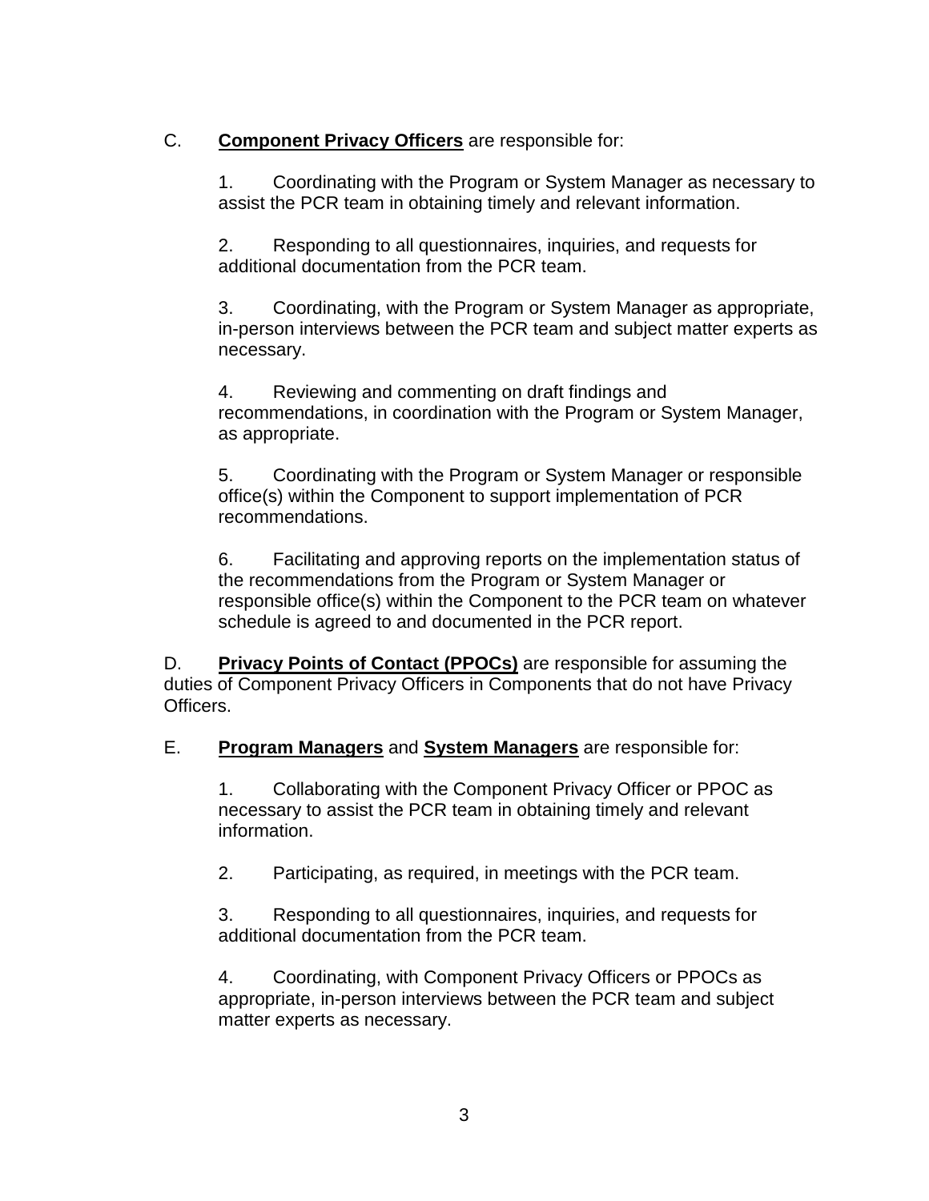C. **Component Privacy Officers** are responsible for:

1. Coordinating with the Program or System Manager as necessary to assist the PCR team in obtaining timely and relevant information.

2. Responding to all questionnaires, inquiries, and requests for additional documentation from the PCR team.

3. Coordinating, with the Program or System Manager as appropriate, in-person interviews between the PCR team and subject matter experts as necessary.

4. Reviewing and commenting on draft findings and recommendations, in coordination with the Program or System Manager, as appropriate.

5. Coordinating with the Program or System Manager or responsible office(s) within the Component to support implementation of PCR recommendations.

6. Facilitating and approving reports on the implementation status of the recommendations from the Program or System Manager or responsible office(s) within the Component to the PCR team on whatever schedule is agreed to and documented in the PCR report.

D. **Privacy Points of Contact (PPOCs)** are responsible for assuming the duties of Component Privacy Officers in Components that do not have Privacy Officers.

E. **Program Managers** and **System Managers** are responsible for:

1. Collaborating with the Component Privacy Officer or PPOC as necessary to assist the PCR team in obtaining timely and relevant information.

2. Participating, as required, in meetings with the PCR team.

3. Responding to all questionnaires, inquiries, and requests for additional documentation from the PCR team.

4. Coordinating, with Component Privacy Officers or PPOCs as appropriate, in-person interviews between the PCR team and subject matter experts as necessary.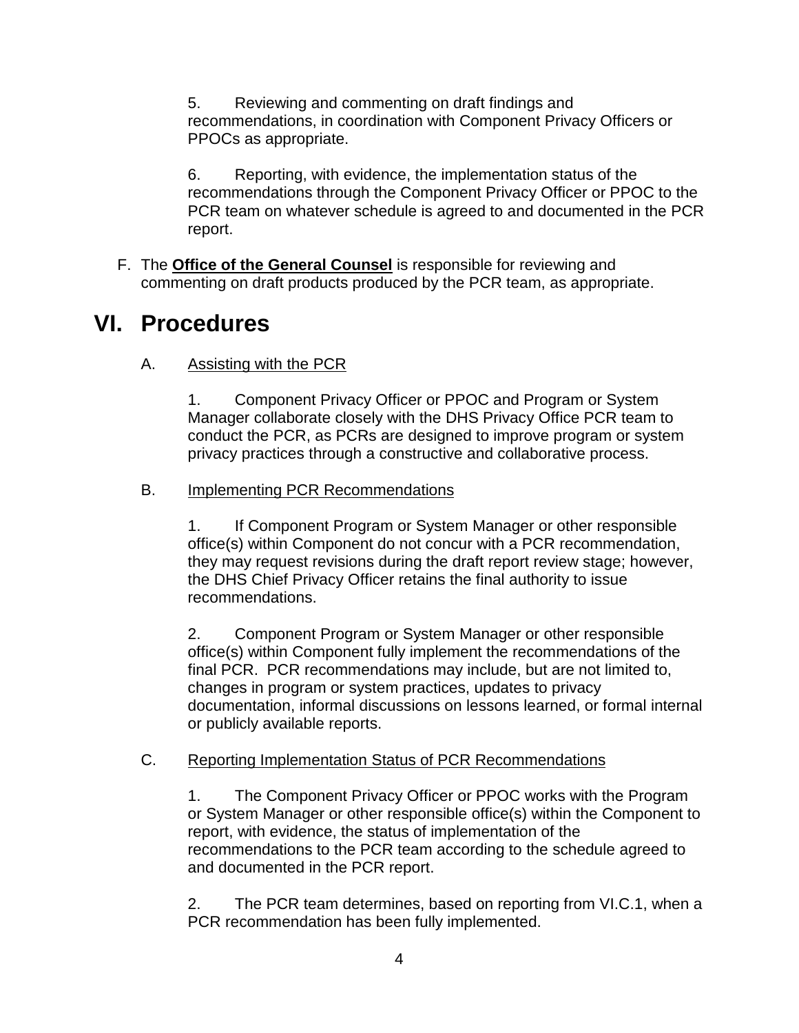5. Reviewing and commenting on draft findings and recommendations, in coordination with Component Privacy Officers or PPOCs as appropriate.

6. Reporting, with evidence, the implementation status of the recommendations through the Component Privacy Officer or PPOC to the PCR team on whatever schedule is agreed to and documented in the PCR report.

F. The **Office of the General Counsel** is responsible for reviewing and commenting on draft products produced by the PCR team, as appropriate.

# VI. Procedures

A. Assisting with the PCR

1. Component Privacy Officer or PPOC and Program or System Manager collaborate closely with the DHS Privacy Office PCR team to conduct the PCR, as PCRs are designed to improve program or system privacy practices through a constructive and collaborative process.

B. Implementing PCR Recommendations

1. If Component Program or System Manager or other responsible office(s) within Component do not concur with a PCR recommendation, they may request revisions during the draft report review stage; however, the DHS Chief Privacy Officer retains the final authority to issue recommendations.

2. Component Program or System Manager or other responsible office(s) within Component fully implement the recommendations of the final PCR. PCR recommendations may include, but are not limited to, changes in program or system practices, updates to privacy documentation, informal discussions on lessons learned, or formal internal or publicly available reports.

C. Reporting Implementation Status of PCR Recommendations

1. The Component Privacy Officer or PPOC works with the Program or System Manager or other responsible office(s) within the Component to report, with evidence, the status of implementation of the recommendations to the PCR team according to the schedule agreed to and documented in the PCR report.

2. The PCR team determines, based on reporting from VI.C.1, when a PCR recommendation has been fully implemented.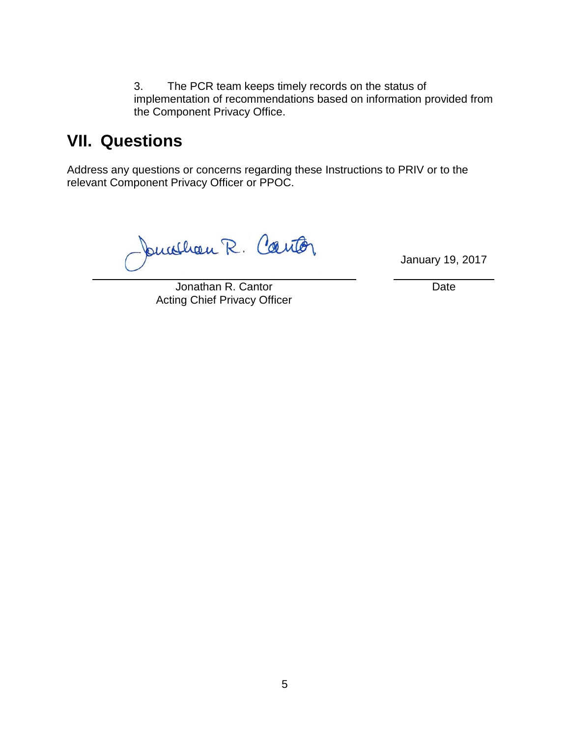3. The PCR team keeps timely records on the status of implementation of recommendations based on information provided from the Component Privacy Office.

## VII. Questions

Address any questions or concerns regarding these Instructions to PRIV or to the relevant Component Privacy Officer or PPOC.

Jonathan R. Cantor
Acting Chief Privacy Officer

January 19, 2017
Date